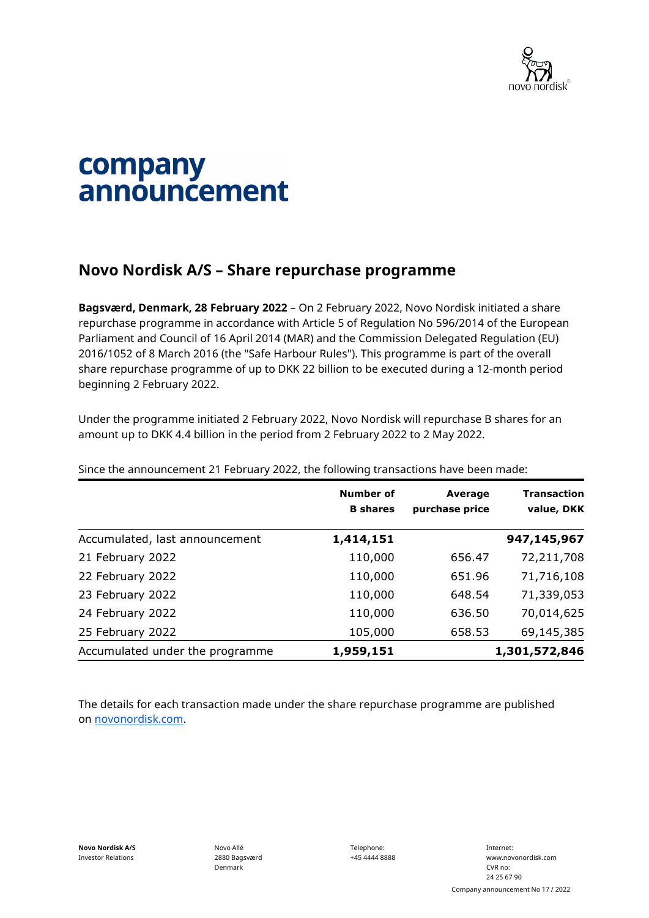# company announcement

## Novo Nordisk A/S – Share repurchase programme

**Bagsværd, Denmark, 28 February 2022** – On 2 February 2022, Novo Nordisk initiated a share repurchase programme in accordance with Article 5 of Regulation No 596/2014 of the European Parliament and Council of 16 April 2014 (MAR) and the Commission Delegated Regulation (EU) 2016/1052 of 8 March 2016 (the "Safe Harbour Rules"). This programme is part of the overall share repurchase programme of up to DKK 22 billion to be executed during a 12-month period beginning 2 February 2022.

Under the programme initiated 2 February 2022, Novo Nordisk will repurchase B shares for an amount up to DKK 4.4 billion in the period from 2 February 2022 to 2 May 2022.

Since the announcement 21 February 2022, the following transactions have been made:

| | Number of B shares | Average purchase price | Transaction value, DKK |
|---|---|---|---|
| Accumulated, last announcement | **1,414,151** | | **947,145,967** |
| 21 February 2022 | 110,000 | 656.47 | 72,211,708 |
| 22 February 2022 | 110,000 | 651.96 | 71,716,108 |
| 23 February 2022 | 110,000 | 648.54 | 71,339,053 |
| 24 February 2022 | 110,000 | 636.50 | 70,014,625 |
| 25 February 2022 | 105,000 | 658.53 | 69,145,385 |
| Accumulated under the programme | **1,959,151** | | **1,301,572,846** |

The details for each transaction made under the share repurchase programme are published on novonordisk.com.

**Novo Nordisk A/S**
Investor Relations

Novo Allé
2880 Bagsværd
Denmark

Telephone:
+45 4444 8888

Internet:
www.novonordisk.com
CVR no:
24 25 67 90

Company announcement No 17 / 2022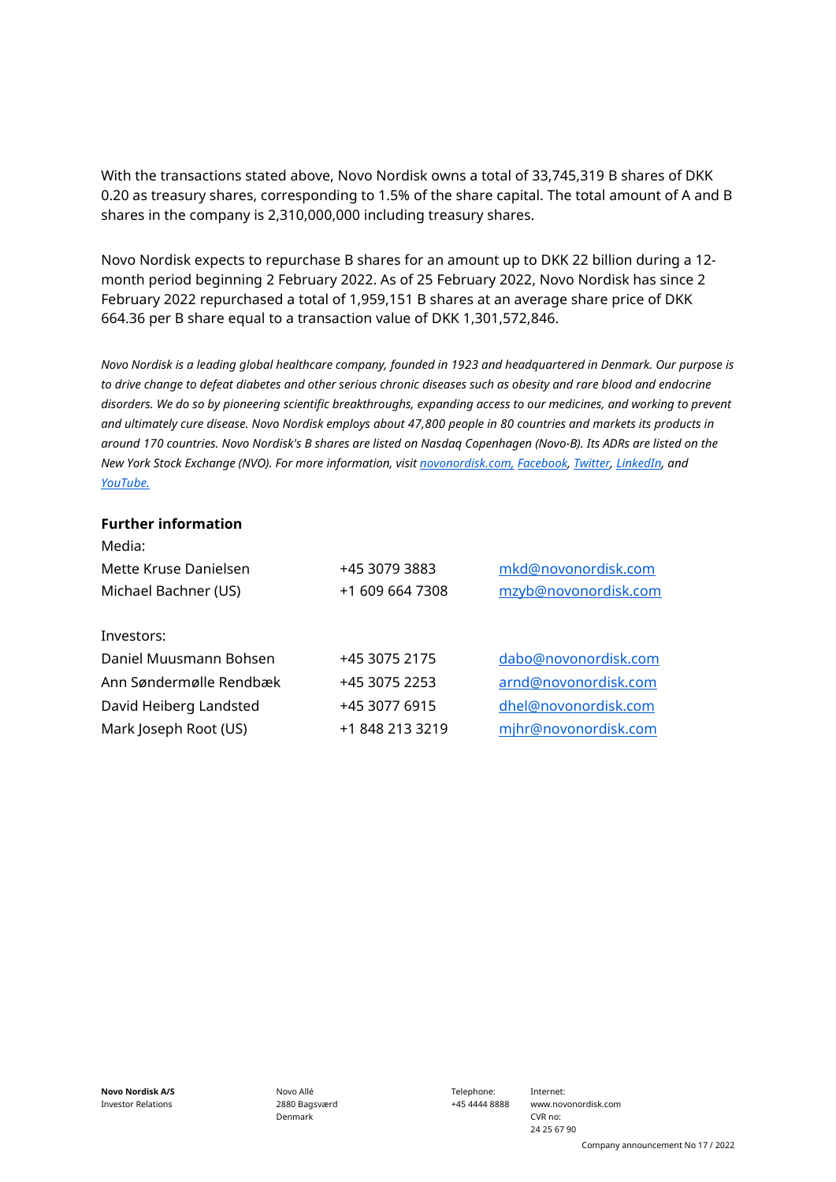With the transactions stated above, Novo Nordisk owns a total of 33,745,319 B shares of DKK 0.20 as treasury shares, corresponding to 1.5% of the share capital. The total amount of A and B shares in the company is 2,310,000,000 including treasury shares.

Novo Nordisk expects to repurchase B shares for an amount up to DKK 22 billion during a 12-month period beginning 2 February 2022. As of 25 February 2022, Novo Nordisk has since 2 February 2022 repurchased a total of 1,959,151 B shares at an average share price of DKK 664.36 per B share equal to a transaction value of DKK 1,301,572,846.

*Novo Nordisk is a leading global healthcare company, founded in 1923 and headquartered in Denmark. Our purpose is to drive change to defeat diabetes and other serious chronic diseases such as obesity and rare blood and endocrine disorders. We do so by pioneering scientific breakthroughs, expanding access to our medicines, and working to prevent and ultimately cure disease. Novo Nordisk employs about 47,800 people in 80 countries and markets its products in around 170 countries. Novo Nordisk's B shares are listed on Nasdaq Copenhagen (Novo-B). Its ADRs are listed on the New York Stock Exchange (NVO). For more information, visit novonordisk.com, Facebook, Twitter, LinkedIn, and YouTube.*

**Further information**

Media:

| | | |
|---|---|---|
| Mette Kruse Danielsen | +45 3079 3883 | mkd@novonordisk.com |
| Michael Bachner (US) | +1 609 664 7308 | mzyb@novonordisk.com |

Investors:

| | | |
|---|---|---|
| Daniel Muusmann Bohsen | +45 3075 2175 | dabo@novonordisk.com |
| Ann Søndermølle Rendbæk | +45 3075 2253 | arnd@novonordisk.com |
| David Heiberg Landsted | +45 3077 6915 | dhel@novonordisk.com |
| Mark Joseph Root (US) | +1 848 213 3219 | mjhr@novonordisk.com |

**Novo Nordisk A/S**
Investor Relations

Novo Allé
2880 Bagsværd
Denmark

Telephone:
+45 4444 8888

Internet:
www.novonordisk.com
CVR no:
24 25 67 90

Company announcement No 17 / 2022